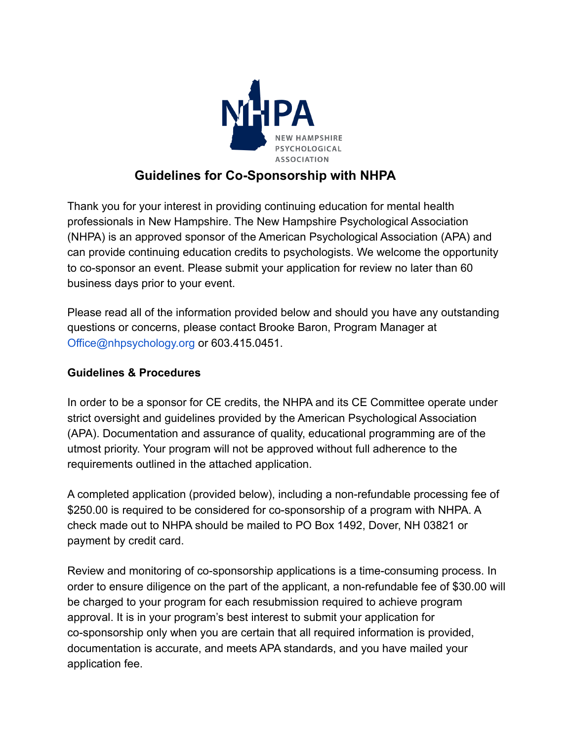NHPA

NEW HAMPSHIRE PSYCHOLOGICAL ASSOCIATION

# Guidelines for Co-Sponsorship with NHPA

Thank you for your interest in providing continuing education for mental health professionals in New Hampshire. The New Hampshire Psychological Association (NHPA) is an approved sponsor of the American Psychological Association (APA) and can provide continuing education credits to psychologists. We welcome the opportunity to co-sponsor an event. Please submit your application for review no later than 60 business days prior to your event.

Please read all of the information provided below and should you have any outstanding questions or concerns, please contact Brooke Baron, Program Manager at Office@nhpsychology.org or 603.415.0451.

**Guidelines & Procedures**

In order to be a sponsor for CE credits, the NHPA and its CE Committee operate under strict oversight and guidelines provided by the American Psychological Association (APA). Documentation and assurance of quality, educational programming are of the utmost priority. Your program will not be approved without full adherence to the requirements outlined in the attached application.

A completed application (provided below), including a non-refundable processing fee of $250.00 is required to be considered for co-sponsorship of a program with NHPA. A check made out to NHPA should be mailed to PO Box 1492, Dover, NH 03821 or payment by credit card.

Review and monitoring of co-sponsorship applications is a time-consuming process. In order to ensure diligence on the part of the applicant, a non-refundable fee of $30.00 will be charged to your program for each resubmission required to achieve program approval. It is in your program's best interest to submit your application for co-sponsorship only when you are certain that all required information is provided, documentation is accurate, and meets APA standards, and you have mailed your application fee.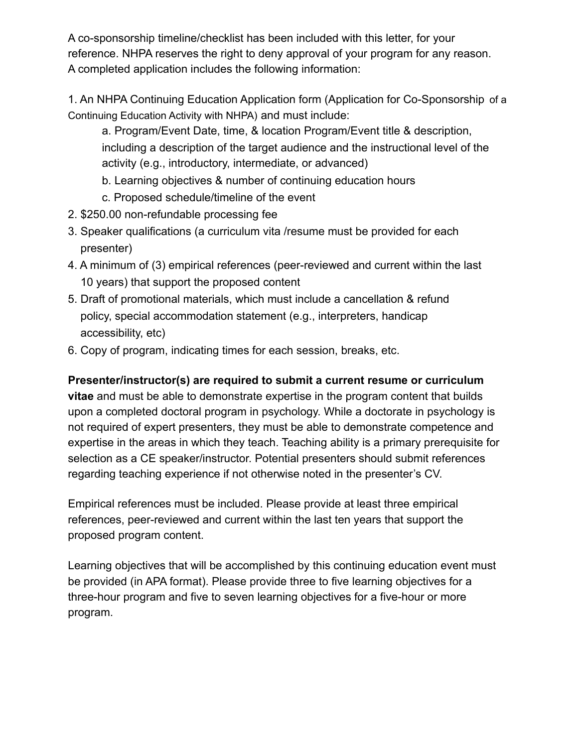A co-sponsorship timeline/checklist has been included with this letter, for your reference. NHPA reserves the right to deny approval of your program for any reason. A completed application includes the following information:

1. An NHPA Continuing Education Application form (Application for Co-Sponsorship of a Continuing Education Activity with NHPA) and must include:
    a. Program/Event Date, time, & location Program/Event title & description, including a description of the target audience and the instructional level of the activity (e.g., introductory, intermediate, or advanced)
    b. Learning objectives & number of continuing education hours
    c. Proposed schedule/timeline of the event
2. $250.00 non-refundable processing fee
3. Speaker qualifications (a curriculum vita /resume must be provided for each presenter)
4. A minimum of (3) empirical references (peer-reviewed and current within the last 10 years) that support the proposed content
5. Draft of promotional materials, which must include a cancellation & refund policy, special accommodation statement (e.g., interpreters, handicap accessibility, etc)
6. Copy of program, indicating times for each session, breaks, etc.

**Presenter/instructor(s) are required to submit a current resume or curriculum vitae** and must be able to demonstrate expertise in the program content that builds upon a completed doctoral program in psychology. While a doctorate in psychology is not required of expert presenters, they must be able to demonstrate competence and expertise in the areas in which they teach. Teaching ability is a primary prerequisite for selection as a CE speaker/instructor. Potential presenters should submit references regarding teaching experience if not otherwise noted in the presenter's CV.

Empirical references must be included. Please provide at least three empirical references, peer-reviewed and current within the last ten years that support the proposed program content.

Learning objectives that will be accomplished by this continuing education event must be provided (in APA format). Please provide three to five learning objectives for a three-hour program and five to seven learning objectives for a five-hour or more program.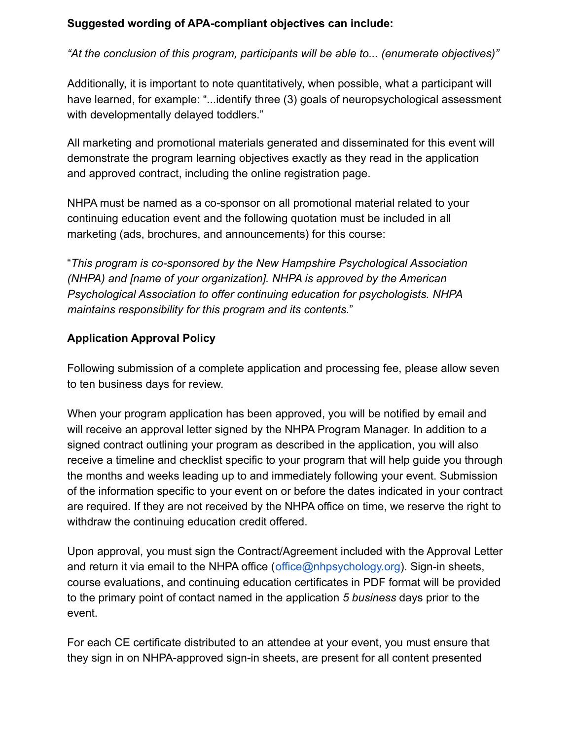**Suggested wording of APA-compliant objectives can include:**

*"At the conclusion of this program, participants will be able to... (enumerate objectives)"*

Additionally, it is important to note quantitatively, when possible, what a participant will have learned, for example: "...identify three (3) goals of neuropsychological assessment with developmentally delayed toddlers."

All marketing and promotional materials generated and disseminated for this event will demonstrate the program learning objectives exactly as they read in the application and approved contract, including the online registration page.

NHPA must be named as a co-sponsor on all promotional material related to your continuing education event and the following quotation must be included in all marketing (ads, brochures, and announcements) for this course:

"*This program is co-sponsored by the New Hampshire Psychological Association (NHPA) and [name of your organization]. NHPA is approved by the American Psychological Association to offer continuing education for psychologists. NHPA maintains responsibility for this program and its contents.*"

**Application Approval Policy**

Following submission of a complete application and processing fee, please allow seven to ten business days for review.

When your program application has been approved, you will be notified by email and will receive an approval letter signed by the NHPA Program Manager. In addition to a signed contract outlining your program as described in the application, you will also receive a timeline and checklist specific to your program that will help guide you through the months and weeks leading up to and immediately following your event. Submission of the information specific to your event on or before the dates indicated in your contract are required. If they are not received by the NHPA office on time, we reserve the right to withdraw the continuing education credit offered.

Upon approval, you must sign the Contract/Agreement included with the Approval Letter and return it via email to the NHPA office (office@nhpsychology.org). Sign-in sheets, course evaluations, and continuing education certificates in PDF format will be provided to the primary point of contact named in the application *5 business* days prior to the event.

For each CE certificate distributed to an attendee at your event, you must ensure that they sign in on NHPA-approved sign-in sheets, are present for all content presented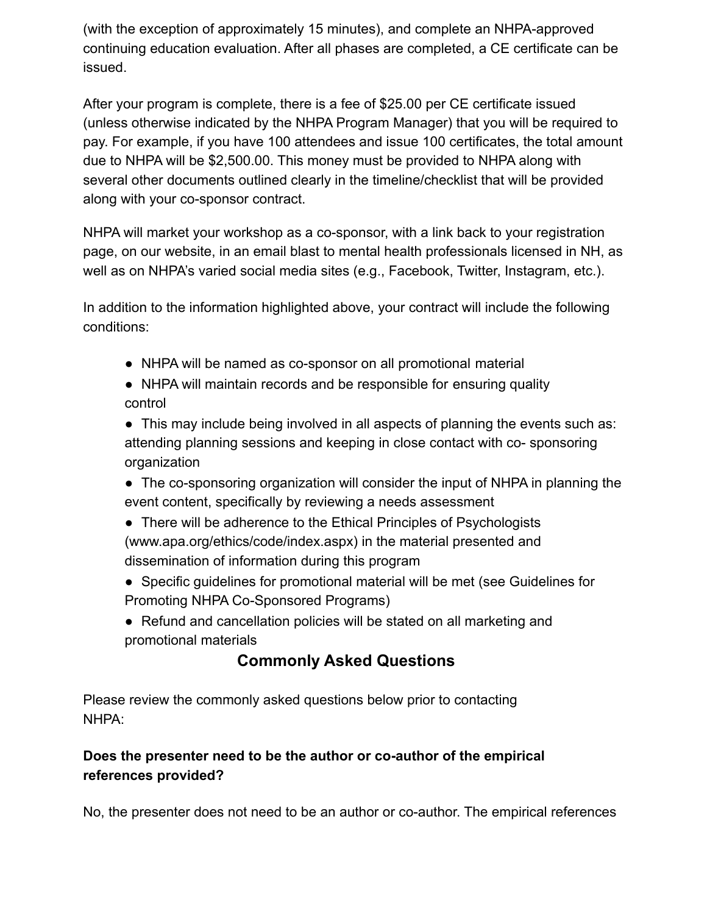(with the exception of approximately 15 minutes), and complete an NHPA-approved continuing education evaluation. After all phases are completed, a CE certificate can be issued.

After your program is complete, there is a fee of $25.00 per CE certificate issued (unless otherwise indicated by the NHPA Program Manager) that you will be required to pay. For example, if you have 100 attendees and issue 100 certificates, the total amount due to NHPA will be $2,500.00. This money must be provided to NHPA along with several other documents outlined clearly in the timeline/checklist that will be provided along with your co-sponsor contract.

NHPA will market your workshop as a co-sponsor, with a link back to your registration page, on our website, in an email blast to mental health professionals licensed in NH, as well as on NHPA's varied social media sites (e.g., Facebook, Twitter, Instagram, etc.).

In addition to the information highlighted above, your contract will include the following conditions:

- NHPA will be named as co-sponsor on all promotional material
- NHPA will maintain records and be responsible for ensuring quality control
- This may include being involved in all aspects of planning the events such as: attending planning sessions and keeping in close contact with co- sponsoring organization
- The co-sponsoring organization will consider the input of NHPA in planning the event content, specifically by reviewing a needs assessment
- There will be adherence to the Ethical Principles of Psychologists (www.apa.org/ethics/code/index.aspx) in the material presented and dissemination of information during this program
- Specific guidelines for promotional material will be met (see Guidelines for Promoting NHPA Co-Sponsored Programs)
- Refund and cancellation policies will be stated on all marketing and promotional materials

## Commonly Asked Questions

Please review the commonly asked questions below prior to contacting NHPA:

**Does the presenter need to be the author or co-author of the empirical references provided?**

No, the presenter does not need to be an author or co-author. The empirical references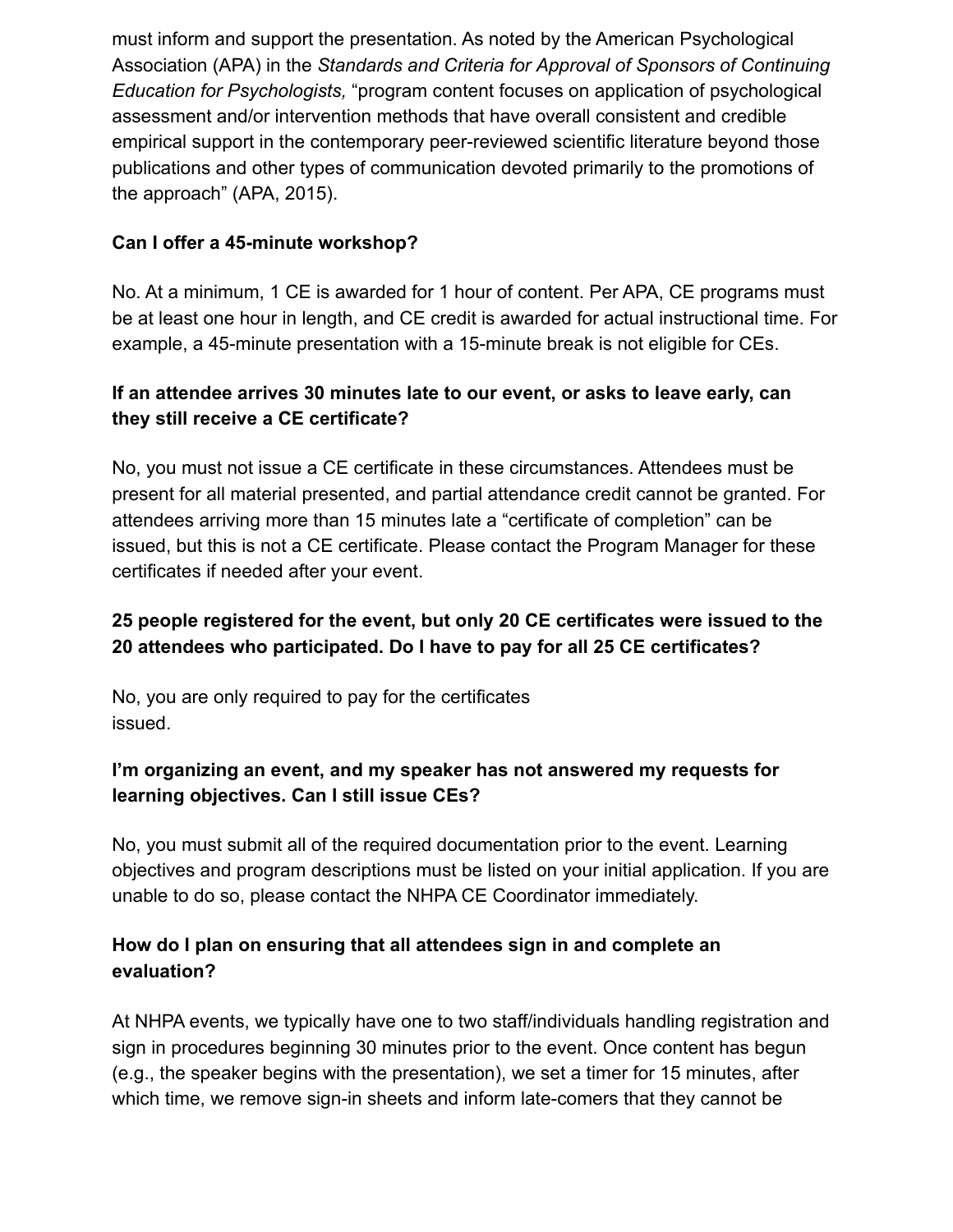must inform and support the presentation. As noted by the American Psychological Association (APA) in the *Standards and Criteria for Approval of Sponsors of Continuing Education for Psychologists,* "program content focuses on application of psychological assessment and/or intervention methods that have overall consistent and credible empirical support in the contemporary peer-reviewed scientific literature beyond those publications and other types of communication devoted primarily to the promotions of the approach" (APA, 2015).

**Can I offer a 45-minute workshop?**

No. At a minimum, 1 CE is awarded for 1 hour of content. Per APA, CE programs must be at least one hour in length, and CE credit is awarded for actual instructional time. For example, a 45-minute presentation with a 15-minute break is not eligible for CEs.

**If an attendee arrives 30 minutes late to our event, or asks to leave early, can they still receive a CE certificate?**

No, you must not issue a CE certificate in these circumstances. Attendees must be present for all material presented, and partial attendance credit cannot be granted. For attendees arriving more than 15 minutes late a "certificate of completion" can be issued, but this is not a CE certificate. Please contact the Program Manager for these certificates if needed after your event.

**25 people registered for the event, but only 20 CE certificates were issued to the 20 attendees who participated. Do I have to pay for all 25 CE certificates?**

No, you are only required to pay for the certificates issued.

**I'm organizing an event, and my speaker has not answered my requests for learning objectives. Can I still issue CEs?**

No, you must submit all of the required documentation prior to the event. Learning objectives and program descriptions must be listed on your initial application. If you are unable to do so, please contact the NHPA CE Coordinator immediately.

**How do I plan on ensuring that all attendees sign in and complete an evaluation?**

At NHPA events, we typically have one to two staff/individuals handling registration and sign in procedures beginning 30 minutes prior to the event. Once content has begun (e.g., the speaker begins with the presentation), we set a timer for 15 minutes, after which time, we remove sign-in sheets and inform late-comers that they cannot be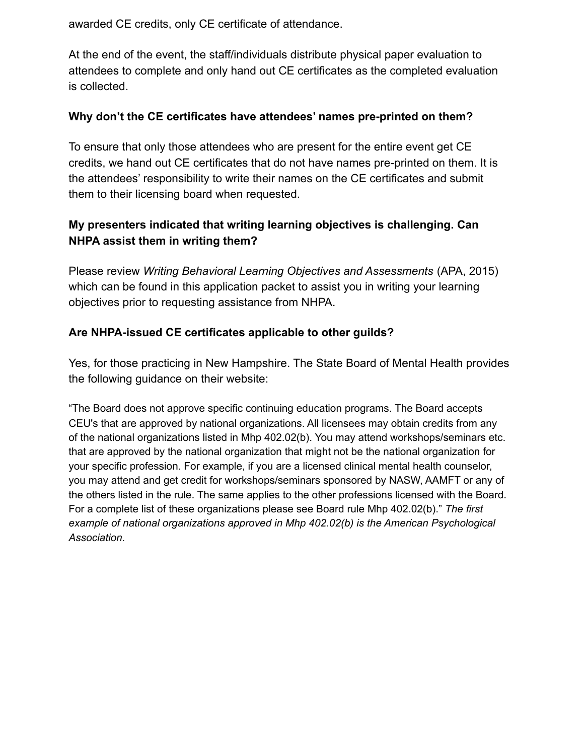awarded CE credits, only CE certificate of attendance.

At the end of the event, the staff/individuals distribute physical paper evaluation to attendees to complete and only hand out CE certificates as the completed evaluation is collected.

**Why don't the CE certificates have attendees' names pre-printed on them?**

To ensure that only those attendees who are present for the entire event get CE credits, we hand out CE certificates that do not have names pre-printed on them. It is the attendees' responsibility to write their names on the CE certificates and submit them to their licensing board when requested.

**My presenters indicated that writing learning objectives is challenging. Can NHPA assist them in writing them?**

Please review *Writing Behavioral Learning Objectives and Assessments* (APA, 2015) which can be found in this application packet to assist you in writing your learning objectives prior to requesting assistance from NHPA.

**Are NHPA-issued CE certificates applicable to other guilds?**

Yes, for those practicing in New Hampshire. The State Board of Mental Health provides the following guidance on their website:

"The Board does not approve specific continuing education programs. The Board accepts CEU's that are approved by national organizations. All licensees may obtain credits from any of the national organizations listed in Mhp 402.02(b). You may attend workshops/seminars etc. that are approved by the national organization that might not be the national organization for your specific profession. For example, if you are a licensed clinical mental health counselor, you may attend and get credit for workshops/seminars sponsored by NASW, AAMFT or any of the others listed in the rule. The same applies to the other professions licensed with the Board. For a complete list of these organizations please see Board rule Mhp 402.02(b)." *The first example of national organizations approved in Mhp 402.02(b) is the American Psychological Association.*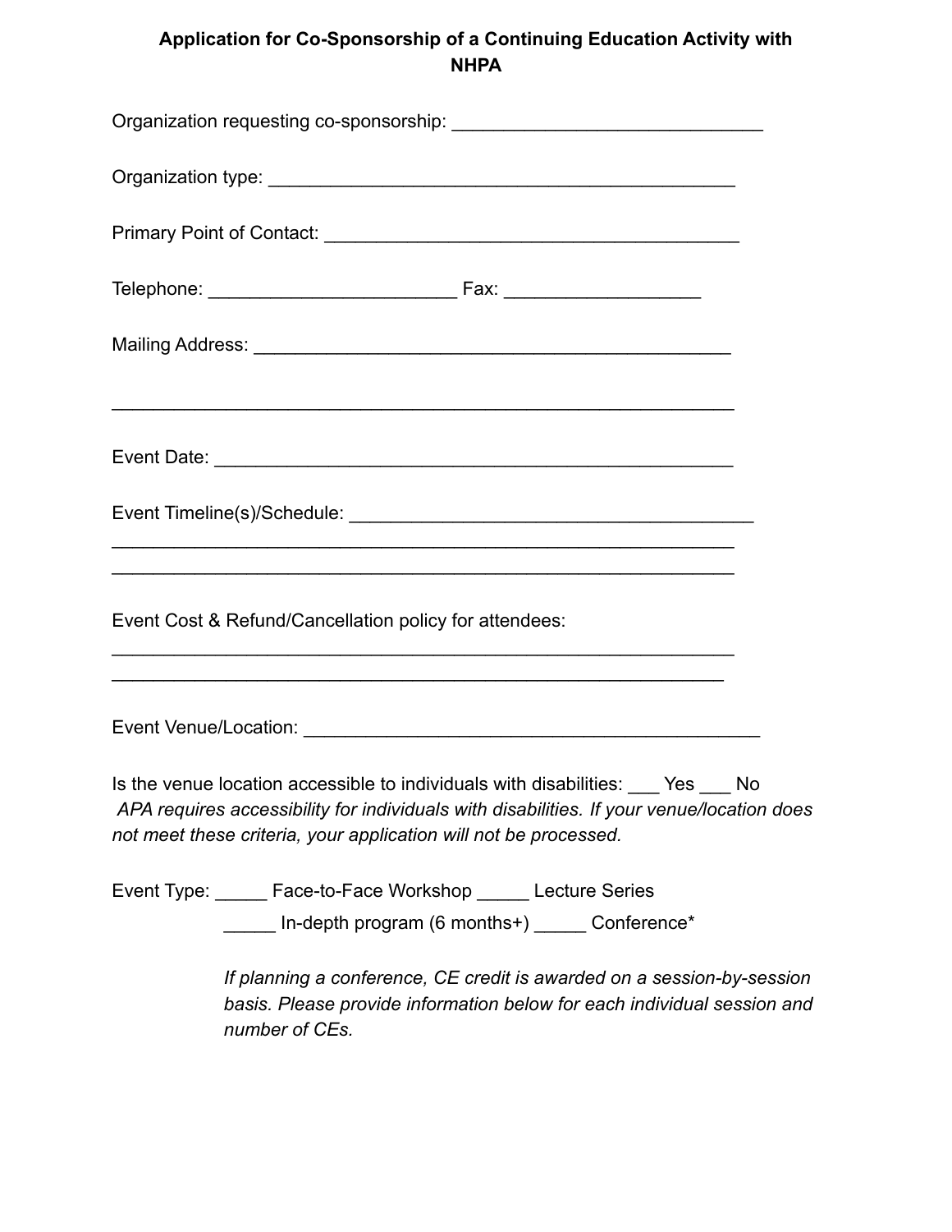**Application for Co-Sponsorship of a Continuing Education Activity with NHPA**

Organization requesting co-sponsorship: ______________________________

Organization type: _____________________________________________

Primary Point of Contact: ________________________________________

Telephone: ________________________ Fax: ___________________

Mailing Address: _______________________________________________

____________________________________________________________

Event Date: ___________________________________________________

Event Timeline(s)/Schedule: _______________________________________

____________________________________________________________

____________________________________________________________

Event Cost & Refund/Cancellation policy for attendees:

____________________________________________________________

____________________________________________________________

Event Venue/Location: ____________________________________________

Is the venue location accessible to individuals with disabilities: ___ Yes ___ No

*APA requires accessibility for individuals with disabilities. If your venue/location does not meet these criteria, your application will not be processed.*

Event Type: _____ Face-to-Face Workshop _____ Lecture Series

_____ In-depth program (6 months+) _____ Conference*

*If planning a conference, CE credit is awarded on a session-by-session basis. Please provide information below for each individual session and number of CEs.*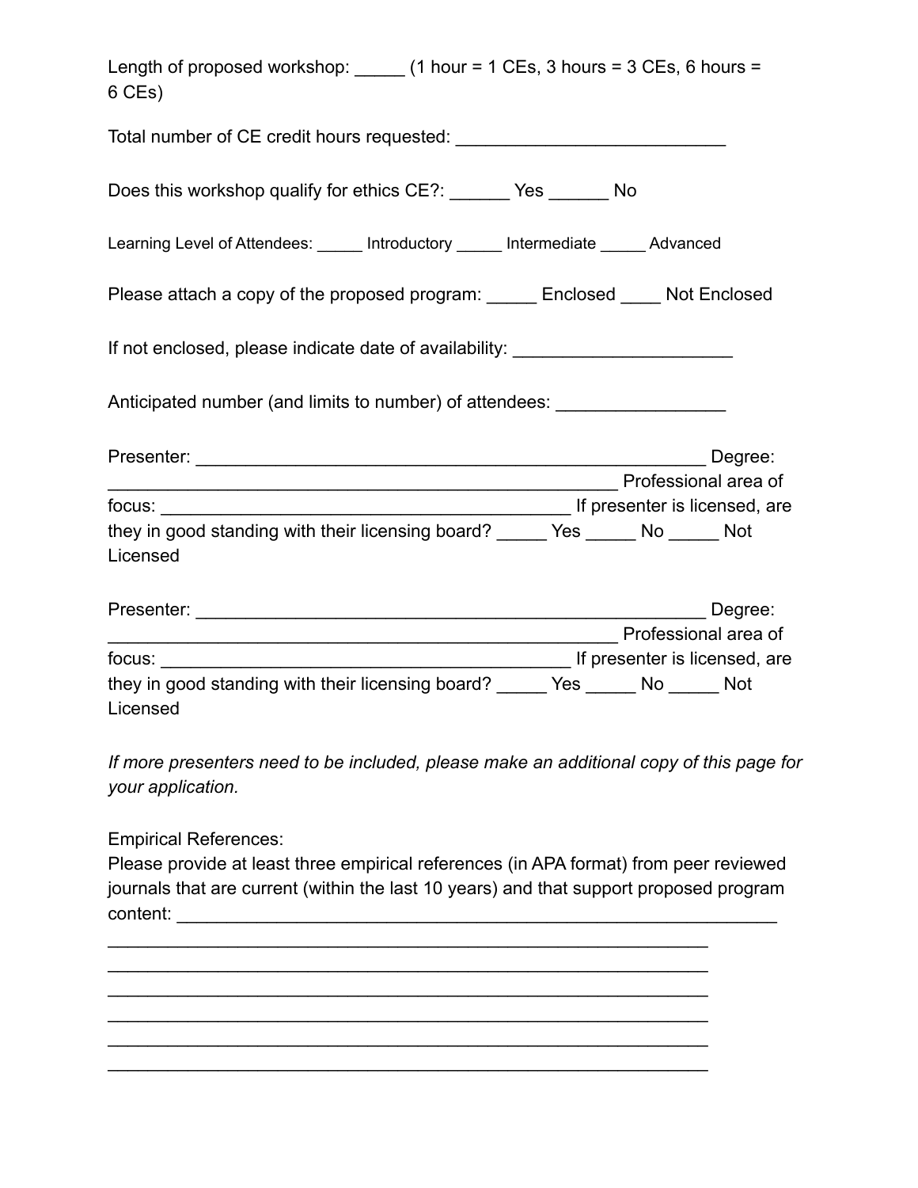Length of proposed workshop: _____ (1 hour = 1 CEs, 3 hours = 3 CEs, 6 hours = 6 CEs)

Total number of CE credit hours requested: ___________________________

Does this workshop qualify for ethics CE?: ______ Yes ______ No

Learning Level of Attendees: _____ Introductory _____ Intermediate _____ Advanced

Please attach a copy of the proposed program: _____ Enclosed ____ Not Enclosed

If not enclosed, please indicate date of availability: ______________________

Anticipated number (and limits to number) of attendees: _________________

Presenter: ____________________________________________________ Degree: ____________________________________________________ Professional area of focus: ___________________________________________ If presenter is licensed, are they in good standing with their licensing board? _____ Yes _____ No _____ Not Licensed

Presenter: ____________________________________________________ Degree: ____________________________________________________ Professional area of focus: ___________________________________________ If presenter is licensed, are they in good standing with their licensing board? _____ Yes _____ No _____ Not Licensed

*If more presenters need to be included, please make an additional copy of this page for your application.*

Empirical References:
Please provide at least three empirical references (in APA format) from peer reviewed journals that are current (within the last 10 years) and that support proposed program content: ______________________________________________________________

_____________________________________________________________

_____________________________________________________________

_____________________________________________________________

_____________________________________________________________

_____________________________________________________________

_____________________________________________________________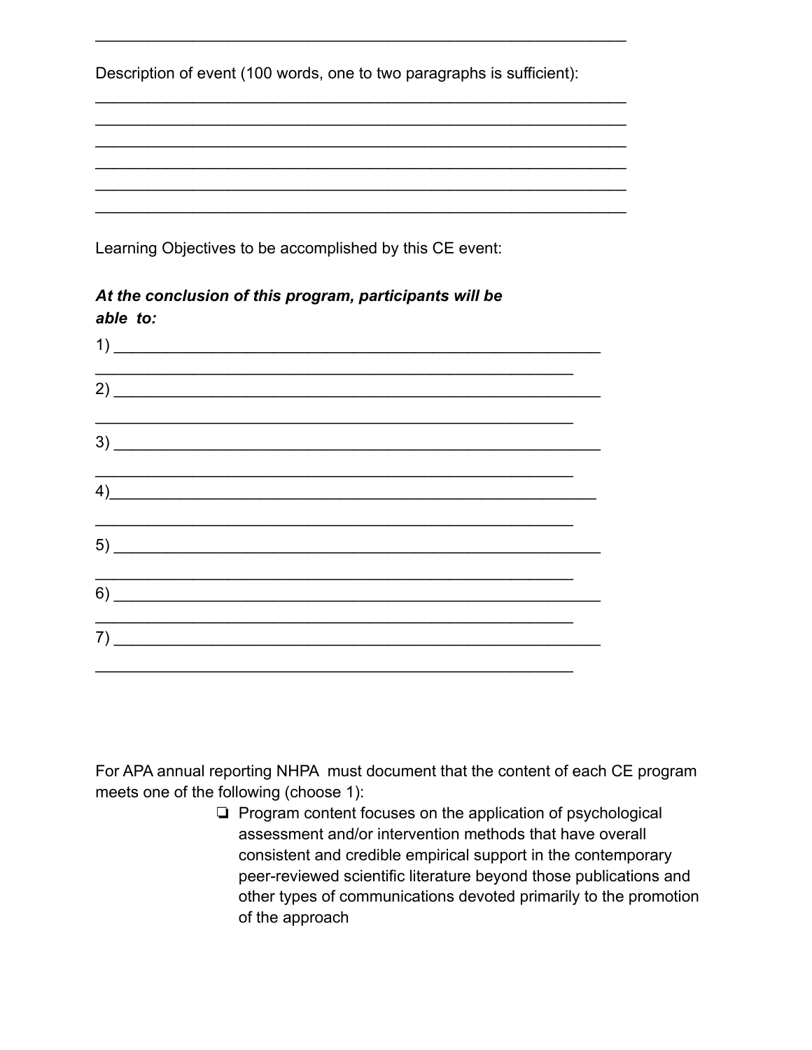\_\_\_\_\_\_\_\_\_\_\_\_\_\_\_\_\_\_\_\_\_\_\_\_\_\_\_\_\_\_\_\_\_\_\_\_\_\_\_\_\_\_\_\_\_\_\_\_\_\_\_\_\_\_\_\_\_\_

Description of event (100 words, one to two paragraphs is sufficient):

\_\_\_\_\_\_\_\_\_\_\_\_\_\_\_\_\_\_\_\_\_\_\_\_\_\_\_\_\_\_\_\_\_\_\_\_\_\_\_\_\_\_\_\_\_\_\_\_\_\_\_\_\_\_\_\_\_\_

\_\_\_\_\_\_\_\_\_\_\_\_\_\_\_\_\_\_\_\_\_\_\_\_\_\_\_\_\_\_\_\_\_\_\_\_\_\_\_\_\_\_\_\_\_\_\_\_\_\_\_\_\_\_\_\_\_\_

\_\_\_\_\_\_\_\_\_\_\_\_\_\_\_\_\_\_\_\_\_\_\_\_\_\_\_\_\_\_\_\_\_\_\_\_\_\_\_\_\_\_\_\_\_\_\_\_\_\_\_\_\_\_\_\_\_\_

\_\_\_\_\_\_\_\_\_\_\_\_\_\_\_\_\_\_\_\_\_\_\_\_\_\_\_\_\_\_\_\_\_\_\_\_\_\_\_\_\_\_\_\_\_\_\_\_\_\_\_\_\_\_\_\_\_\_

\_\_\_\_\_\_\_\_\_\_\_\_\_\_\_\_\_\_\_\_\_\_\_\_\_\_\_\_\_\_\_\_\_\_\_\_\_\_\_\_\_\_\_\_\_\_\_\_\_\_\_\_\_\_\_\_\_\_

\_\_\_\_\_\_\_\_\_\_\_\_\_\_\_\_\_\_\_\_\_\_\_\_\_\_\_\_\_\_\_\_\_\_\_\_\_\_\_\_\_\_\_\_\_\_\_\_\_\_\_\_\_\_\_\_\_\_

Learning Objectives to be accomplished by this CE event:

***At the conclusion of this program, participants will be able to:***

1) \_\_\_\_\_\_\_\_\_\_\_\_\_\_\_\_\_\_\_\_\_\_\_\_\_\_\_\_\_\_\_\_\_\_\_\_\_\_\_\_\_\_\_\_\_\_\_\_\_\_\_\_\_\_
\_\_\_\_\_\_\_\_\_\_\_\_\_\_\_\_\_\_\_\_\_\_\_\_\_\_\_\_\_\_\_\_\_\_\_\_\_\_\_\_\_\_\_\_\_\_\_\_\_\_\_\_\_\_

2) \_\_\_\_\_\_\_\_\_\_\_\_\_\_\_\_\_\_\_\_\_\_\_\_\_\_\_\_\_\_\_\_\_\_\_\_\_\_\_\_\_\_\_\_\_\_\_\_\_\_\_\_\_\_
\_\_\_\_\_\_\_\_\_\_\_\_\_\_\_\_\_\_\_\_\_\_\_\_\_\_\_\_\_\_\_\_\_\_\_\_\_\_\_\_\_\_\_\_\_\_\_\_\_\_\_\_\_\_

3) \_\_\_\_\_\_\_\_\_\_\_\_\_\_\_\_\_\_\_\_\_\_\_\_\_\_\_\_\_\_\_\_\_\_\_\_\_\_\_\_\_\_\_\_\_\_\_\_\_\_\_\_\_\_
\_\_\_\_\_\_\_\_\_\_\_\_\_\_\_\_\_\_\_\_\_\_\_\_\_\_\_\_\_\_\_\_\_\_\_\_\_\_\_\_\_\_\_\_\_\_\_\_\_\_\_\_\_\_

4)\_\_\_\_\_\_\_\_\_\_\_\_\_\_\_\_\_\_\_\_\_\_\_\_\_\_\_\_\_\_\_\_\_\_\_\_\_\_\_\_\_\_\_\_\_\_\_\_\_\_\_\_\_\_
\_\_\_\_\_\_\_\_\_\_\_\_\_\_\_\_\_\_\_\_\_\_\_\_\_\_\_\_\_\_\_\_\_\_\_\_\_\_\_\_\_\_\_\_\_\_\_\_\_\_\_\_\_\_

5) \_\_\_\_\_\_\_\_\_\_\_\_\_\_\_\_\_\_\_\_\_\_\_\_\_\_\_\_\_\_\_\_\_\_\_\_\_\_\_\_\_\_\_\_\_\_\_\_\_\_\_\_\_\_
\_\_\_\_\_\_\_\_\_\_\_\_\_\_\_\_\_\_\_\_\_\_\_\_\_\_\_\_\_\_\_\_\_\_\_\_\_\_\_\_\_\_\_\_\_\_\_\_\_\_\_\_\_\_

6) \_\_\_\_\_\_\_\_\_\_\_\_\_\_\_\_\_\_\_\_\_\_\_\_\_\_\_\_\_\_\_\_\_\_\_\_\_\_\_\_\_\_\_\_\_\_\_\_\_\_\_\_\_\_
\_\_\_\_\_\_\_\_\_\_\_\_\_\_\_\_\_\_\_\_\_\_\_\_\_\_\_\_\_\_\_\_\_\_\_\_\_\_\_\_\_\_\_\_\_\_\_\_\_\_\_\_\_\_

7) \_\_\_\_\_\_\_\_\_\_\_\_\_\_\_\_\_\_\_\_\_\_\_\_\_\_\_\_\_\_\_\_\_\_\_\_\_\_\_\_\_\_\_\_\_\_\_\_\_\_\_\_\_\_
\_\_\_\_\_\_\_\_\_\_\_\_\_\_\_\_\_\_\_\_\_\_\_\_\_\_\_\_\_\_\_\_\_\_\_\_\_\_\_\_\_\_\_\_\_\_\_\_\_\_\_\_\_\_

For APA annual reporting NHPA must document that the content of each CE program meets one of the following (choose 1):

- ❏ Program content focuses on the application of psychological assessment and/or intervention methods that have overall consistent and credible empirical support in the contemporary peer-reviewed scientific literature beyond those publications and other types of communications devoted primarily to the promotion of the approach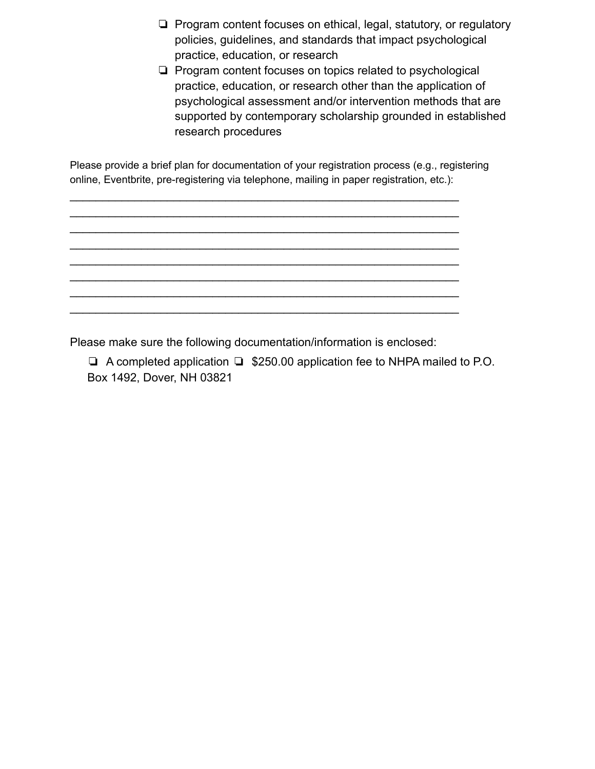- ❏ Program content focuses on ethical, legal, statutory, or regulatory policies, guidelines, and standards that impact psychological practice, education, or research
- ❏ Program content focuses on topics related to psychological practice, education, or research other than the application of psychological assessment and/or intervention methods that are supported by contemporary scholarship grounded in established research procedures

Please provide a brief plan for documentation of your registration process (e.g., registering online, Eventbrite, pre-registering via telephone, mailing in paper registration, etc.):

_______________________________________________________________
_______________________________________________________________
_______________________________________________________________
_______________________________________________________________
_______________________________________________________________
_______________________________________________________________
_______________________________________________________________
_______________________________________________________________

Please make sure the following documentation/information is enclosed:

❏ A completed application ❏ $250.00 application fee to NHPA mailed to P.O. Box 1492, Dover, NH 03821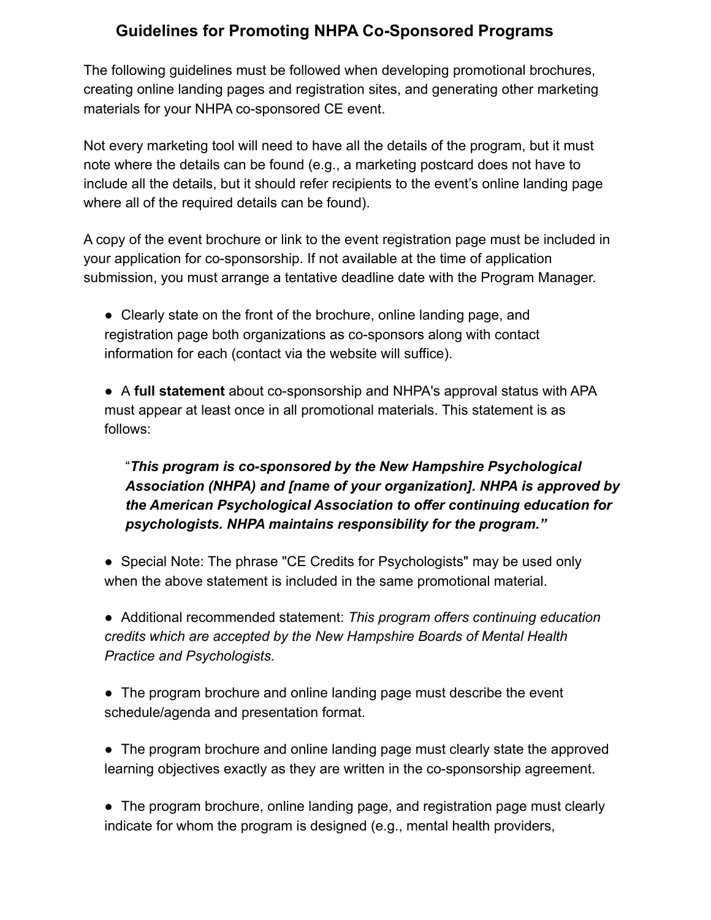## Guidelines for Promoting NHPA Co-Sponsored Programs

The following guidelines must be followed when developing promotional brochures, creating online landing pages and registration sites, and generating other marketing materials for your NHPA co-sponsored CE event.

Not every marketing tool will need to have all the details of the program, but it must note where the details can be found (e.g., a marketing postcard does not have to include all the details, but it should refer recipients to the event's online landing page where all of the required details can be found).

A copy of the event brochure or link to the event registration page must be included in your application for co-sponsorship. If not available at the time of application submission, you must arrange a tentative deadline date with the Program Manager.

- Clearly state on the front of the brochure, online landing page, and registration page both organizations as co-sponsors along with contact information for each (contact via the website will suffice).

- A **full statement** about co-sponsorship and NHPA's approval status with APA must appear at least once in all promotional materials. This statement is as follows:

  "***This program is co-sponsored by the New Hampshire Psychological Association (NHPA) and [name of your organization]. NHPA is approved by the American Psychological Association to offer continuing education for psychologists. NHPA maintains responsibility for the program."***

- Special Note: The phrase "CE Credits for Psychologists" may be used only when the above statement is included in the same promotional material.

- Additional recommended statement: *This program offers continuing education credits which are accepted by the New Hampshire Boards of Mental Health Practice and Psychologists.*

- The program brochure and online landing page must describe the event schedule/agenda and presentation format.

- The program brochure and online landing page must clearly state the approved learning objectives exactly as they are written in the co-sponsorship agreement.

- The program brochure, online landing page, and registration page must clearly indicate for whom the program is designed (e.g., mental health providers,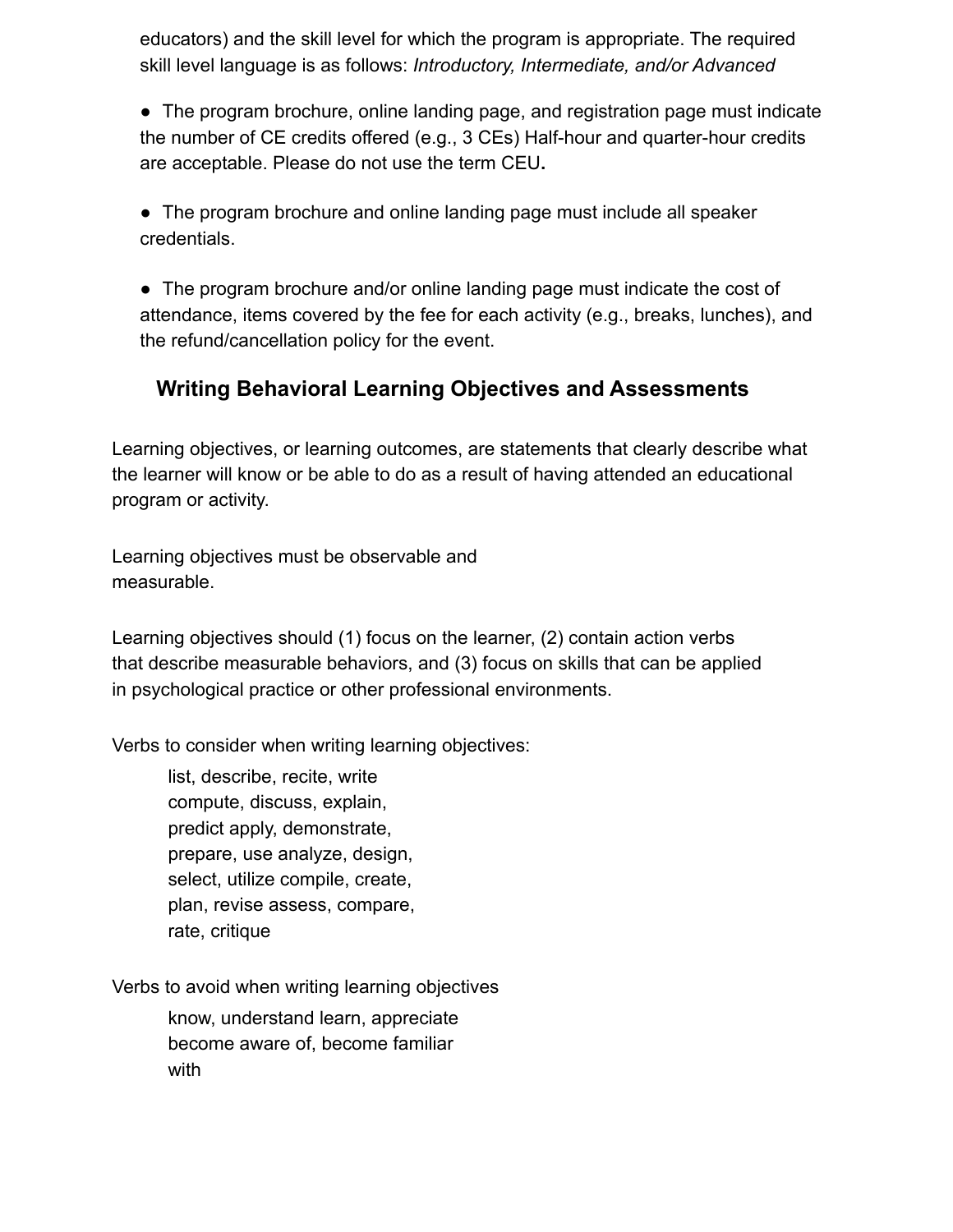educators) and the skill level for which the program is appropriate. The required skill level language is as follows: *Introductory, Intermediate, and/or Advanced*

- The program brochure, online landing page, and registration page must indicate the number of CE credits offered (e.g., 3 CEs) Half-hour and quarter-hour credits are acceptable. Please do not use the term CEU**.**

- The program brochure and online landing page must include all speaker credentials.

- The program brochure and/or online landing page must indicate the cost of attendance, items covered by the fee for each activity (e.g., breaks, lunches), and the refund/cancellation policy for the event.

## Writing Behavioral Learning Objectives and Assessments

Learning objectives, or learning outcomes, are statements that clearly describe what the learner will know or be able to do as a result of having attended an educational program or activity.

Learning objectives must be observable and measurable.

Learning objectives should (1) focus on the learner, (2) contain action verbs that describe measurable behaviors, and (3) focus on skills that can be applied in psychological practice or other professional environments.

Verbs to consider when writing learning objectives:

> list, describe, recite, write compute, discuss, explain, predict apply, demonstrate, prepare, use analyze, design, select, utilize compile, create, plan, revise assess, compare, rate, critique

Verbs to avoid when writing learning objectives

> know, understand learn, appreciate become aware of, become familiar with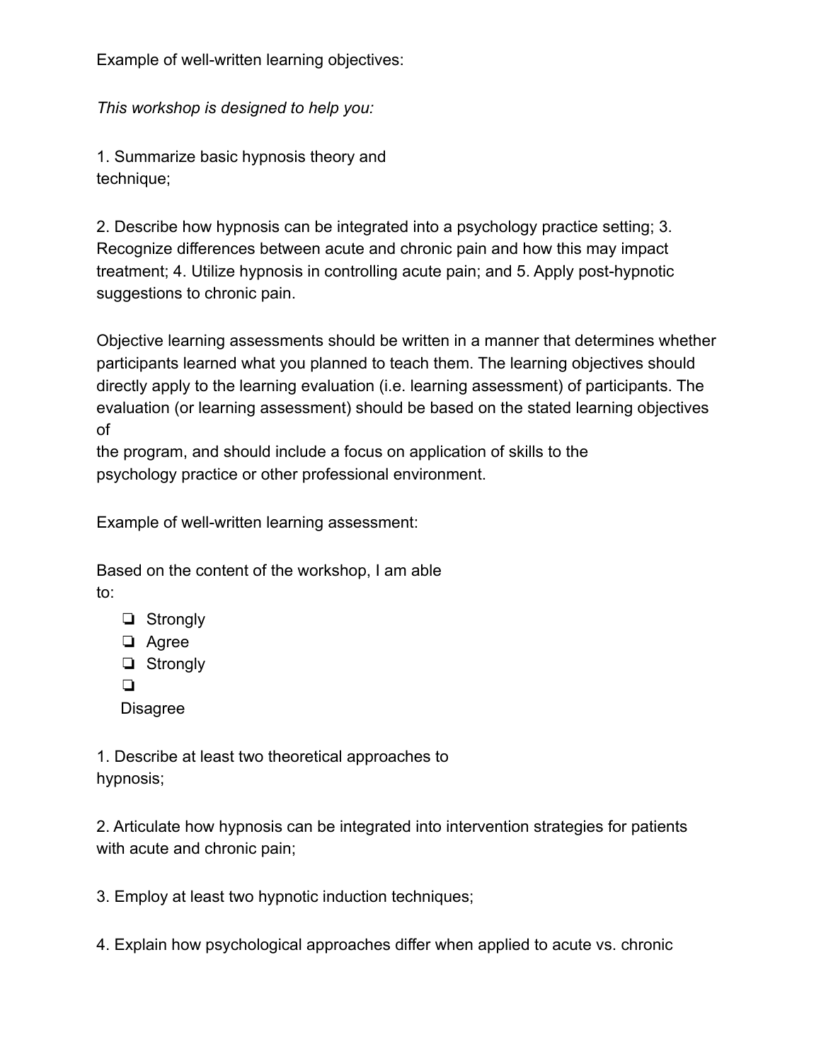Example of well-written learning objectives:

*This workshop is designed to help you:*

1. Summarize basic hypnosis theory and technique;

2. Describe how hypnosis can be integrated into a psychology practice setting; 3. Recognize differences between acute and chronic pain and how this may impact treatment; 4. Utilize hypnosis in controlling acute pain; and 5. Apply post-hypnotic suggestions to chronic pain.

Objective learning assessments should be written in a manner that determines whether participants learned what you planned to teach them. The learning objectives should directly apply to the learning evaluation (i.e. learning assessment) of participants. The evaluation (or learning assessment) should be based on the stated learning objectives of the program, and should include a focus on application of skills to the psychology practice or other professional environment.

Example of well-written learning assessment:

Based on the content of the workshop, I am able to:

- ❏ Strongly
- ❏ Agree
- ❏ Strongly
- ❏ Disagree

1. Describe at least two theoretical approaches to hypnosis;

2. Articulate how hypnosis can be integrated into intervention strategies for patients with acute and chronic pain;

3. Employ at least two hypnotic induction techniques;

4. Explain how psychological approaches differ when applied to acute vs. chronic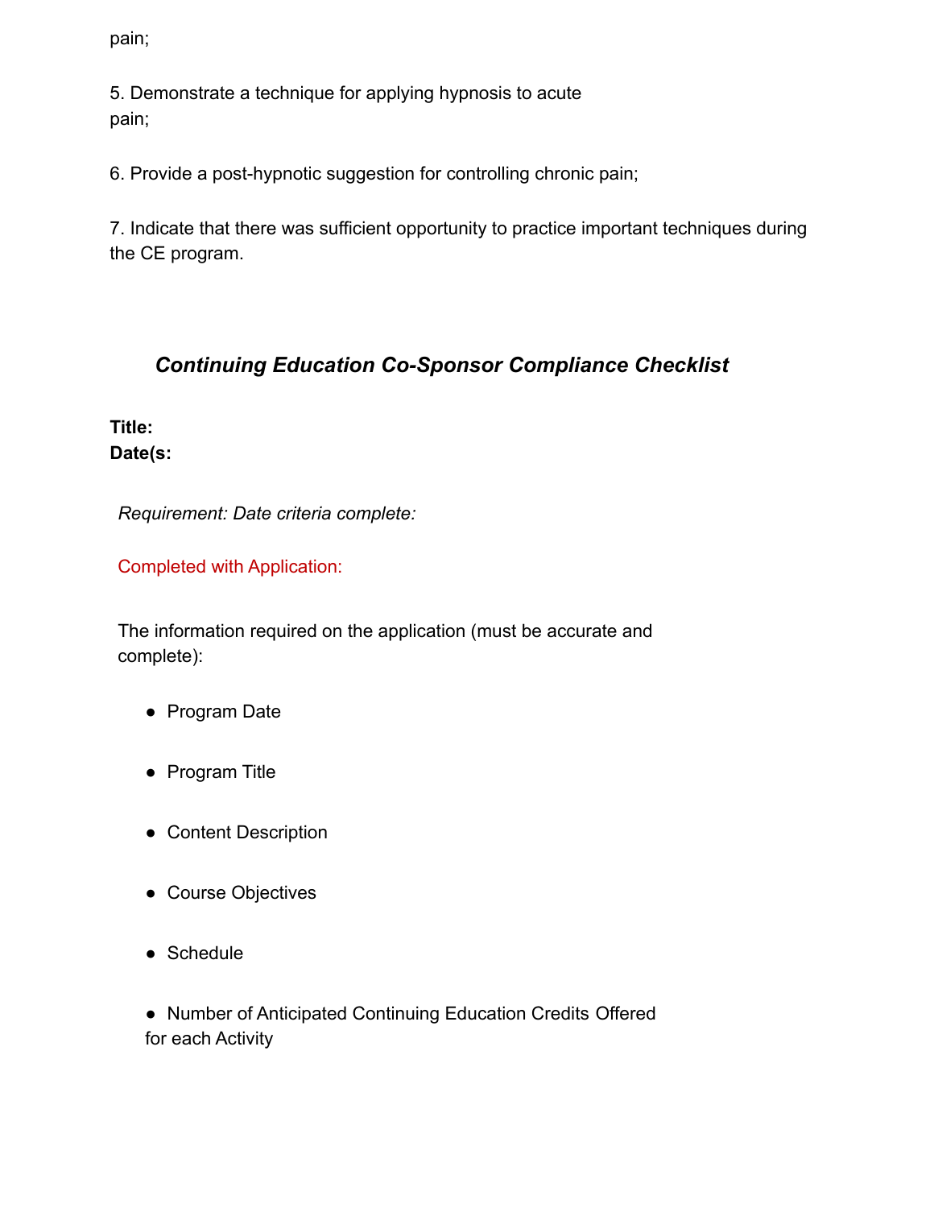pain;

5. Demonstrate a technique for applying hypnosis to acute pain;

6. Provide a post-hypnotic suggestion for controlling chronic pain;

7. Indicate that there was sufficient opportunity to practice important techniques during the CE program.

## *Continuing Education Co-Sponsor Compliance Checklist*

**Title:**
**Date(s:**

*Requirement: Date criteria complete:*

Completed with Application:

The information required on the application (must be accurate and complete):

- Program Date
- Program Title
- Content Description
- Course Objectives
- Schedule
- Number of Anticipated Continuing Education Credits Offered for each Activity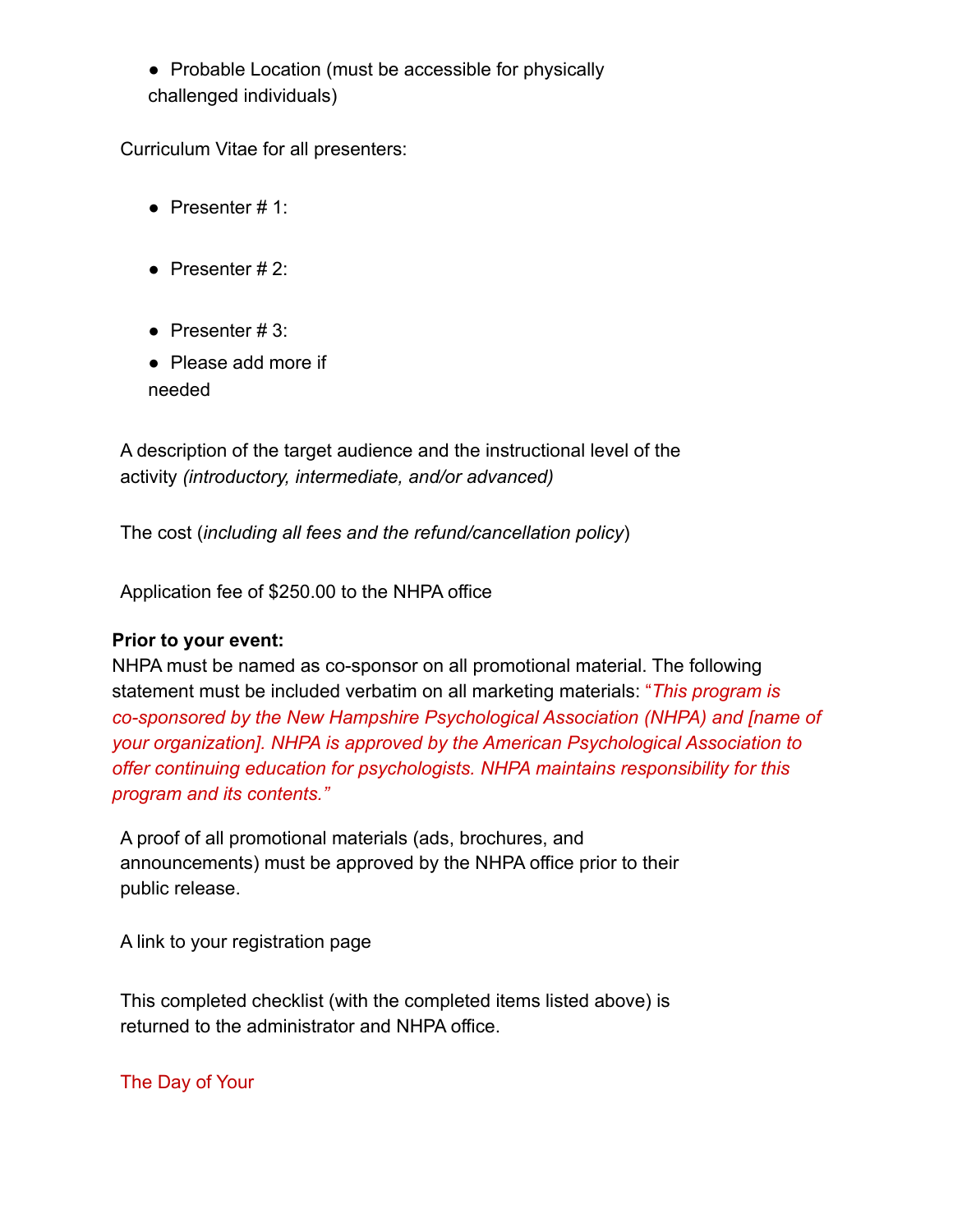- Probable Location (must be accessible for physically challenged individuals)

Curriculum Vitae for all presenters:

- Presenter # 1:
- Presenter # 2:
- Presenter # 3:
- Please add more if needed

A description of the target audience and the instructional level of the activity *(introductory, intermediate, and/or advanced)*

The cost (*including all fees and the refund/cancellation policy*)

Application fee of $250.00 to the NHPA office

**Prior to your event:**
NHPA must be named as co-sponsor on all promotional material. The following statement must be included verbatim on all marketing materials: *"This program is co-sponsored by the New Hampshire Psychological Association (NHPA) and [name of your organization]. NHPA is approved by the American Psychological Association to offer continuing education for psychologists. NHPA maintains responsibility for this program and its contents."*

A proof of all promotional materials (ads, brochures, and announcements) must be approved by the NHPA office prior to their public release.

A link to your registration page

This completed checklist (with the completed items listed above) is returned to the administrator and NHPA office.

The Day of Your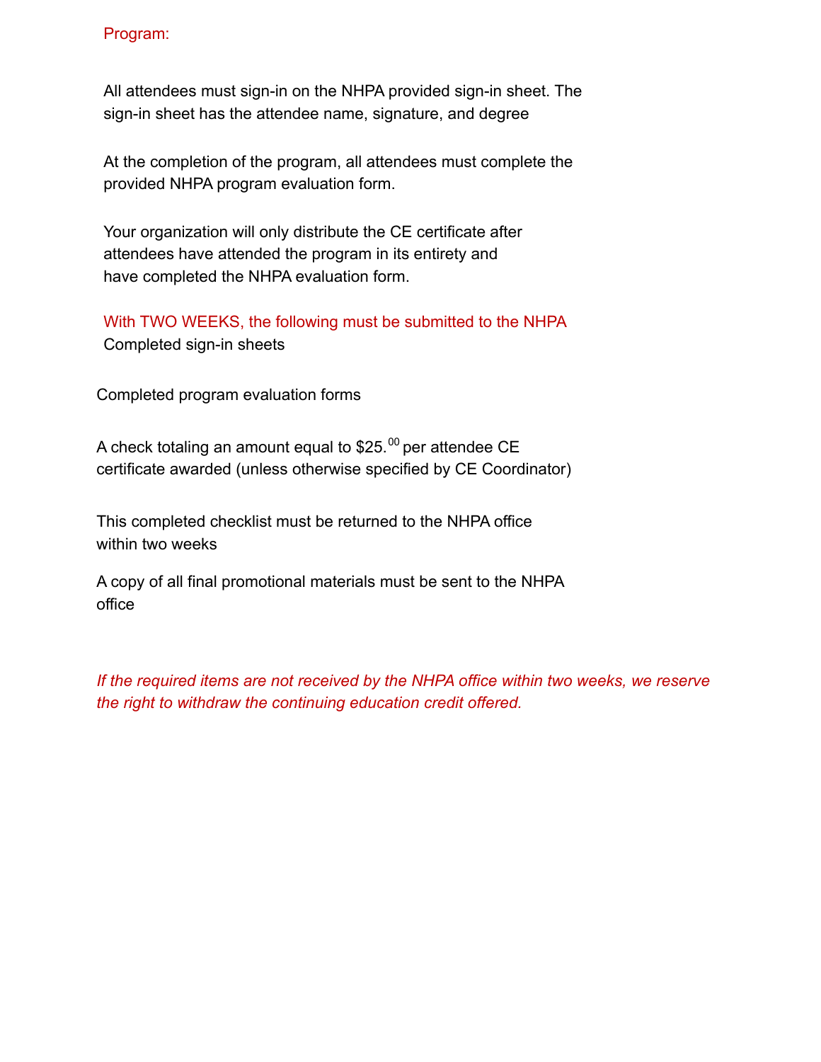Program:

All attendees must sign-in on the NHPA provided sign-in sheet. The sign-in sheet has the attendee name, signature, and degree

At the completion of the program, all attendees must complete the provided NHPA program evaluation form.

Your organization will only distribute the CE certificate after attendees have attended the program in its entirety and have completed the NHPA evaluation form.

With TWO WEEKS, the following must be submitted to the NHPA

Completed sign-in sheets

Completed program evaluation forms

A check totaling an amount equal to $25.00 per attendee CE certificate awarded (unless otherwise specified by CE Coordinator)

This completed checklist must be returned to the NHPA office within two weeks

A copy of all final promotional materials must be sent to the NHPA office

*If the required items are not received by the NHPA office within two weeks, we reserve the right to withdraw the continuing education credit offered.*